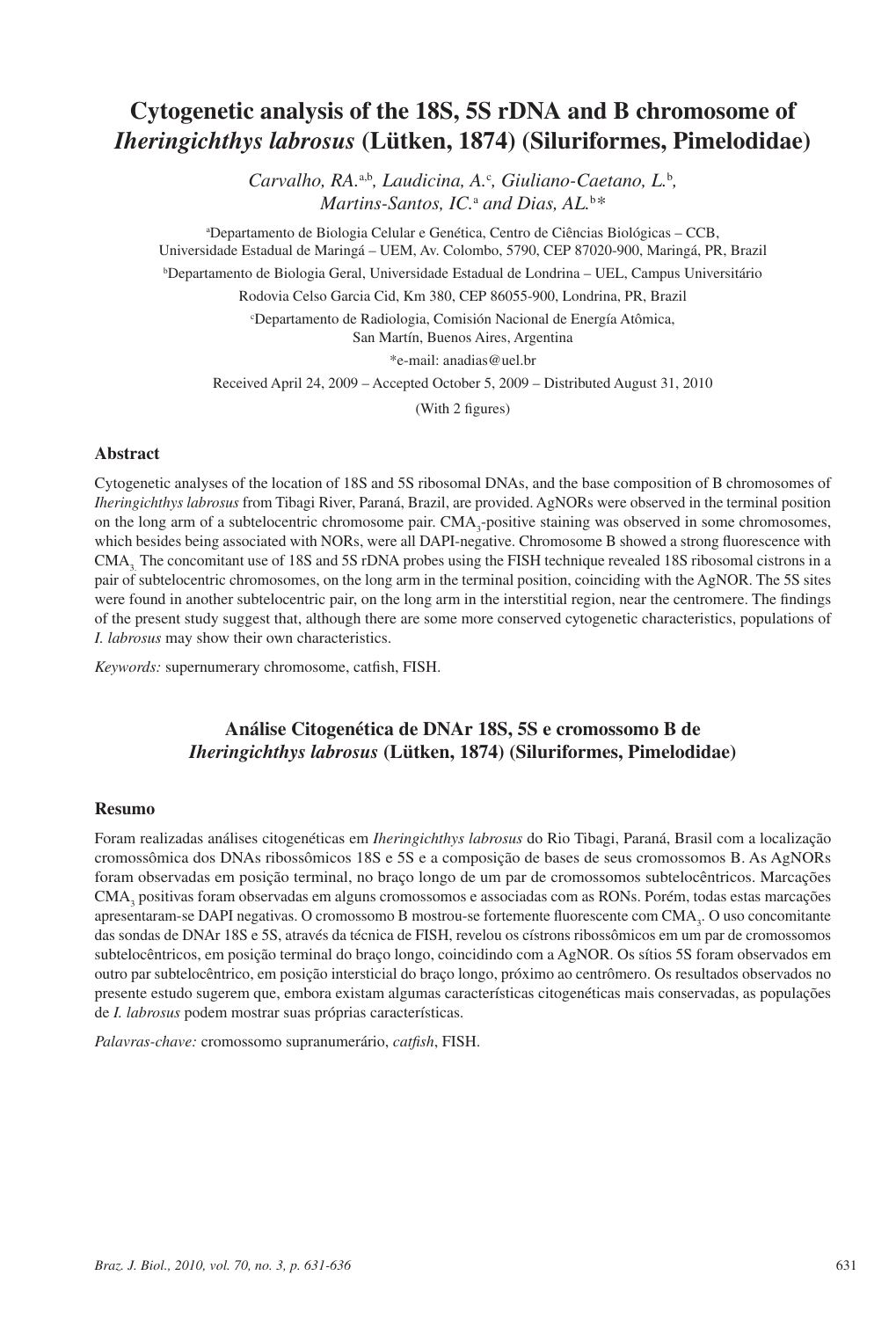# Cytogenetic analysis of the 18S, 5S rDNA and B chromosome of *Iheringichthys labrosus* (Lütken, 1874) (Siluriformes, Pimelodidae)

*Carvalho, RA.*[a,b], *Laudicina, A.*[c], *Giuliano-Caetano, L.*[b], *Martins-Santos, IC.*[a] *and Dias, AL.*[b]*

[a]Departamento de Biologia Celular e Genética, Centro de Ciências Biológicas – CCB, Universidade Estadual de Maringá – UEM, Av. Colombo, 5790, CEP 87020-900, Maringá, PR, Brazil

[b]Departamento de Biologia Geral, Universidade Estadual de Londrina – UEL, Campus Universitário Rodovia Celso Garcia Cid, Km 380, CEP 86055-900, Londrina, PR, Brazil

[c]Departamento de Radiologia, Comisión Nacional de Energía Atômica, San Martín, Buenos Aires, Argentina

*e-mail: anadias@uel.br

Received April 24, 2009 – Accepted October 5, 2009 – Distributed August 31, 2010

(With 2 figures)

## Abstract

Cytogenetic analyses of the location of 18S and 5S ribosomal DNAs, and the base composition of B chromosomes of *Iheringichthys labrosus* from Tibagi River, Paraná, Brazil, are provided. AgNORs were observed in the terminal position on the long arm of a subtelocentric chromosome pair. $CMA_3$-positive staining was observed in some chromosomes, which besides being associated with NORs, were all DAPI-negative. Chromosome B showed a strong fluorescence with $CMA_3$. The concomitant use of 18S and 5S rDNA probes using the FISH technique revealed 18S ribosomal cistrons in a pair of subtelocentric chromosomes, on the long arm in the terminal position, coinciding with the AgNOR. The 5S sites were found in another subtelocentric pair, on the long arm in the interstitial region, near the centromere. The findings of the present study suggest that, although there are some more conserved cytogenetic characteristics, populations of *I. labrosus* may show their own characteristics.

*Keywords:* supernumerary chromosome, catfish, FISH.

## Análise Citogenética de DNAr 18S, 5S e cromossomo B de *Iheringichthys labrosus* (Lütken, 1874) (Siluriformes, Pimelodidae)

## Resumo

Foram realizadas análises citogenéticas em *Iheringichthys labrosus* do Rio Tibagi, Paraná, Brasil com a localização cromossômica dos DNAs ribossômicos 18S e 5S e a composição de bases de seus cromossomos B. As AgNORs foram observadas em posição terminal, no braço longo de um par de cromossomos subtelocêntricos. Marcações $CMA_3$ positivas foram observadas em alguns cromossomos e associadas com as RONs. Porém, todas estas marcações apresentaram-se DAPI negativas. O cromossomo B mostrou-se fortemente fluorescente com $CMA_3$. O uso concomitante das sondas de DNAr 18S e 5S, através da técnica de FISH, revelou os cístrons ribossômicos em um par de cromossomos subtelocêntricos, em posição terminal do braço longo, coincidindo com a AgNOR. Os sítios 5S foram observados em outro par subtelocêntrico, em posição intersticial do braço longo, próximo ao centrômero. Os resultados observados no presente estudo sugerem que, embora existam algumas características citogenéticas mais conservadas, as populações de *I. labrosus* podem mostrar suas próprias características.

*Palavras-chave:* cromossomo supranumerário, *catfish*, FISH.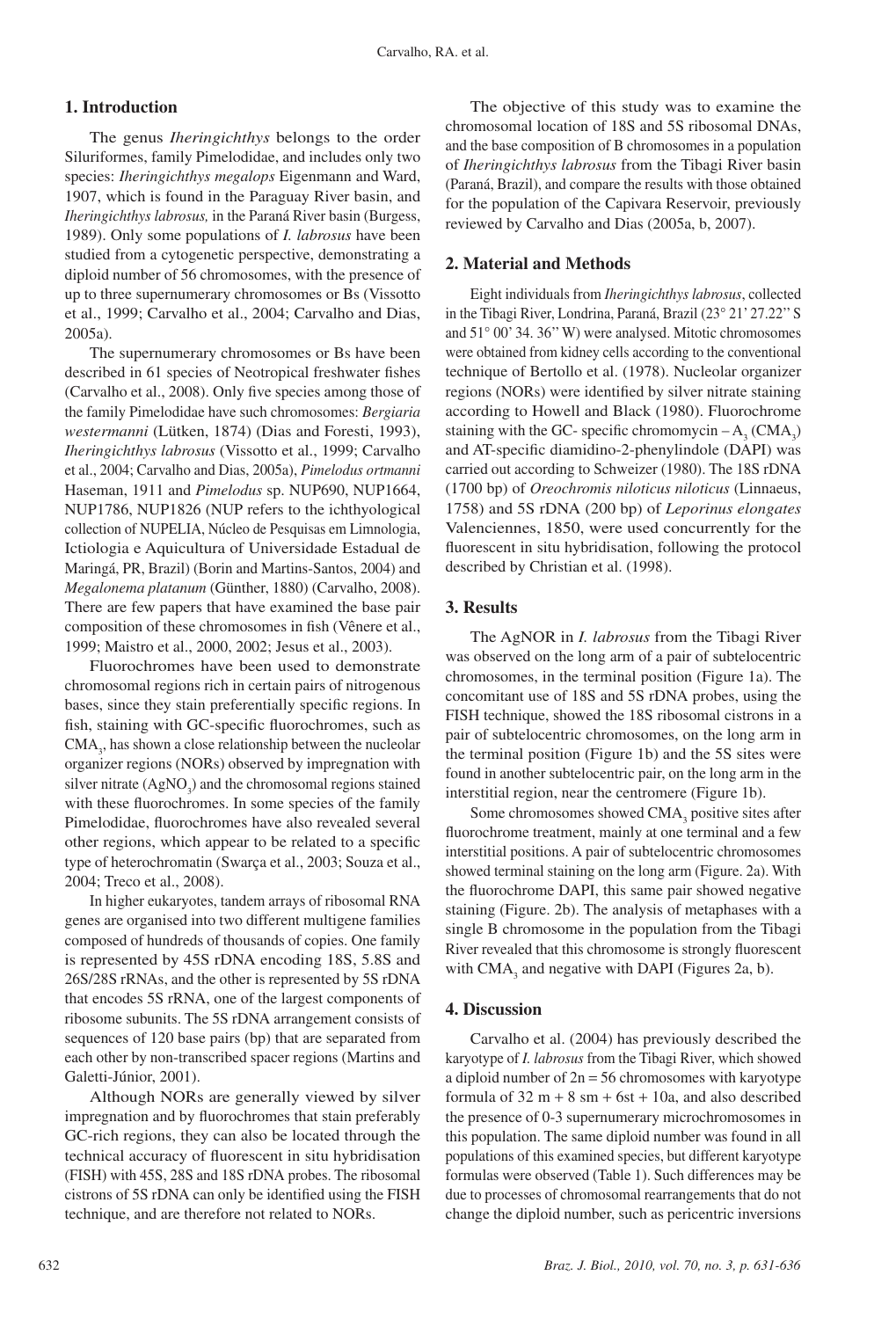## 1. Introduction

The genus *Iheringichthys* belongs to the order Siluriformes, family Pimelodidae, and includes only two species: *Iheringichthys megalops* Eigenmann and Ward, 1907, which is found in the Paraguay River basin, and *Iheringichthys labrosus,* in the Paraná River basin (Burgess, 1989). Only some populations of *I. labrosus* have been studied from a cytogenetic perspective, demonstrating a diploid number of 56 chromosomes, with the presence of up to three supernumerary chromosomes or Bs (Vissotto et al., 1999; Carvalho et al., 2004; Carvalho and Dias, 2005a).

The supernumerary chromosomes or Bs have been described in 61 species of Neotropical freshwater fishes (Carvalho et al., 2008). Only five species among those of the family Pimelodidae have such chromosomes: *Bergiaria westermanni* (Lütken, 1874) (Dias and Foresti, 1993), *Iheringichthys labrosus* (Vissotto et al., 1999; Carvalho et al., 2004; Carvalho and Dias, 2005a), *Pimelodus ortmanni* Haseman, 1911 and *Pimelodus* sp. NUP690, NUP1664, NUP1786, NUP1826 (NUP refers to the ichthyological collection of NUPELIA, Núcleo de Pesquisas em Limnologia, Ictiologia e Aquicultura of Universidade Estadual de Maringá, PR, Brazil) (Borin and Martins-Santos, 2004) and *Megalonema platanum* (Günther, 1880) (Carvalho, 2008). There are few papers that have examined the base pair composition of these chromosomes in fish (Vênere et al., 1999; Maistro et al., 2000, 2002; Jesus et al., 2003).

Fluorochromes have been used to demonstrate chromosomal regions rich in certain pairs of nitrogenous bases, since they stain preferentially specific regions. In fish, staining with GC-specific fluorochromes, such as $CMA_3$, has shown a close relationship between the nucleolar organizer regions (NORs) observed by impregnation with silver nitrate ($AgNO_3$) and the chromosomal regions stained with these fluorochromes. In some species of the family Pimelodidae, fluorochromes have also revealed several other regions, which appear to be related to a specific type of heterochromatin (Swarça et al., 2003; Souza et al., 2004; Treco et al., 2008).

In higher eukaryotes, tandem arrays of ribosomal RNA genes are organised into two different multigene families composed of hundreds of thousands of copies. One family is represented by 45S rDNA encoding 18S, 5.8S and 26S/28S rRNAs, and the other is represented by 5S rDNA that encodes 5S rRNA, one of the largest components of ribosome subunits. The 5S rDNA arrangement consists of sequences of 120 base pairs (bp) that are separated from each other by non-transcribed spacer regions (Martins and Galetti-Júnior, 2001).

Although NORs are generally viewed by silver impregnation and by fluorochromes that stain preferably GC-rich regions, they can also be located through the technical accuracy of fluorescent in situ hybridisation (FISH) with 45S, 28S and 18S rDNA probes. The ribosomal cistrons of 5S rDNA can only be identified using the FISH technique, and are therefore not related to NORs.

The objective of this study was to examine the chromosomal location of 18S and 5S ribosomal DNAs, and the base composition of B chromosomes in a population of *Iheringichthys labrosus* from the Tibagi River basin (Paraná, Brazil), and compare the results with those obtained for the population of the Capivara Reservoir, previously reviewed by Carvalho and Dias (2005a, b, 2007).

## 2. Material and Methods

Eight individuals from *Iheringichthys labrosus*, collected in the Tibagi River, Londrina, Paraná, Brazil (23° 21' 27.22'' S and 51° 00' 34. 36'' W) were analysed. Mitotic chromosomes were obtained from kidney cells according to the conventional technique of Bertollo et al. (1978). Nucleolar organizer regions (NORs) were identified by silver nitrate staining according to Howell and Black (1980). Fluorochrome staining with the GC- specific chromomycin – $A_3$ ($CMA_3$) and AT-specific diamidino-2-phenylindole (DAPI) was carried out according to Schweizer (1980). The 18S rDNA (1700 bp) of *Oreochromis niloticus niloticus* (Linnaeus, 1758) and 5S rDNA (200 bp) of *Leporinus elongates* Valenciennes, 1850, were used concurrently for the fluorescent in situ hybridisation, following the protocol described by Christian et al. (1998).

## 3. Results

The AgNOR in *I. labrosus* from the Tibagi River was observed on the long arm of a pair of subtelocentric chromosomes, in the terminal position (Figure 1a). The concomitant use of 18S and 5S rDNA probes, using the FISH technique, showed the 18S ribosomal cistrons in a pair of subtelocentric chromosomes, on the long arm in the terminal position (Figure 1b) and the 5S sites were found in another subtelocentric pair, on the long arm in the interstitial region, near the centromere (Figure 1b).

Some chromosomes showed $CMA_3$ positive sites after fluorochrome treatment, mainly at one terminal and a few interstitial positions. A pair of subtelocentric chromosomes showed terminal staining on the long arm (Figure. 2a). With the fluorochrome DAPI, this same pair showed negative staining (Figure. 2b). The analysis of metaphases with a single B chromosome in the population from the Tibagi River revealed that this chromosome is strongly fluorescent with $CMA_3$ and negative with DAPI (Figures 2a, b).

## 4. Discussion

Carvalho et al. (2004) has previously described the karyotype of *I. labrosus* from the Tibagi River, which showed a diploid number of 2n = 56 chromosomes with karyotype formula of 32 m + 8 sm + 6st + 10a, and also described the presence of 0-3 supernumerary microchromosomes in this population. The same diploid number was found in all populations of this examined species, but different karyotype formulas were observed (Table 1). Such differences may be due to processes of chromosomal rearrangements that do not change the diploid number, such as pericentric inversions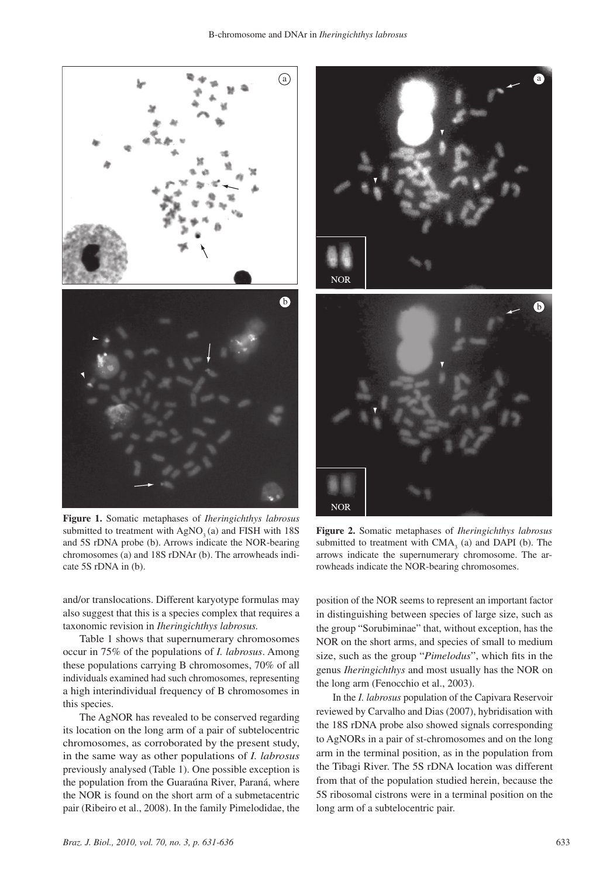**Figure 1.** Somatic metaphases of *Iheringichthys labrosus* submitted to treatment with $AgNO_3$ (a) and FISH with 18S and 5S rDNA probe (b). Arrows indicate the NOR-bearing chromosomes (a) and 18S rDNAr (b). The arrowheads indicate 5S rDNA in (b).

**Figure 2.** Somatic metaphases of *Iheringichthys labrosus* submitted to treatment with $CMA_3$ (a) and DAPI (b). The arrows indicate the supernumerary chromosome. The arrowheads indicate the NOR-bearing chromosomes.

and/or translocations. Different karyotype formulas may also suggest that this is a species complex that requires a taxonomic revision in *Iheringichthys labrosus.*

Table 1 shows that supernumerary chromosomes occur in 75% of the populations of *I. labrosus*. Among these populations carrying B chromosomes, 70% of all individuals examined had such chromosomes, representing a high interindividual frequency of B chromosomes in this species.

The AgNOR has revealed to be conserved regarding its location on the long arm of a pair of subtelocentric chromosomes, as corroborated by the present study, in the same way as other populations of *I. labrosus* previously analysed (Table 1). One possible exception is the population from the Guaraúna River, Paraná, where the NOR is found on the short arm of a submetacentric pair (Ribeiro et al., 2008). In the family Pimelodidae, the position of the NOR seems to represent an important factor in distinguishing between species of large size, such as the group "Sorubiminae" that, without exception, has the NOR on the short arms, and species of small to medium size, such as the group "*Pimelodus*", which fits in the genus *Iheringichthys* and most usually has the NOR on the long arm (Fenocchio et al., 2003).

In the *I. labrosus* population of the Capivara Reservoir reviewed by Carvalho and Dias (2007), hybridisation with the 18S rDNA probe also showed signals corresponding to AgNORs in a pair of st-chromosomes and on the long arm in the terminal position, as in the population from the Tibagi River. The 5S rDNA location was different from that of the population studied herein, because the 5S ribosomal cistrons were in a terminal position on the long arm of a subtelocentric pair.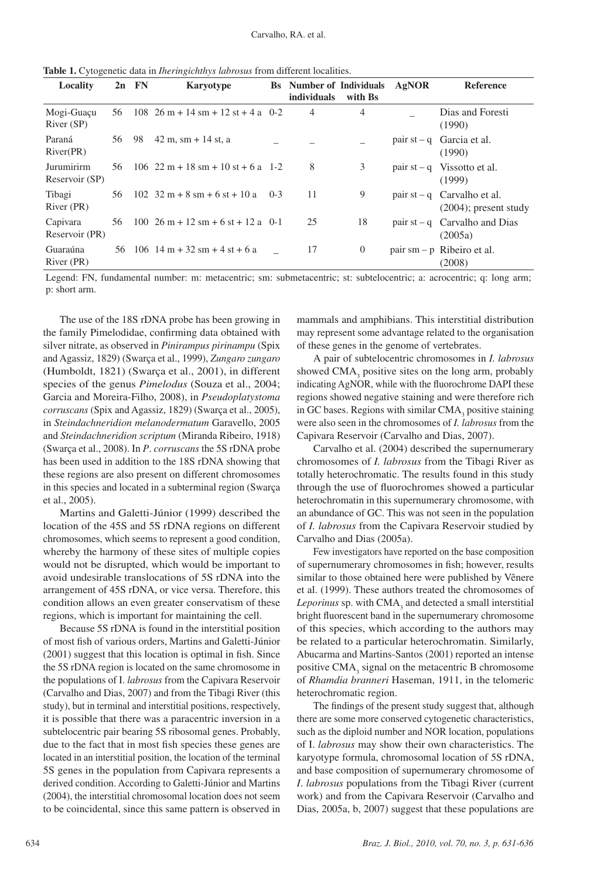**Table 1.** Cytogenetic data in *Iheringichthys labrosus* from different localities.

| Locality | 2n | FN | Karyotype | Bs | Number of individuals | Individuals with Bs | AgNOR | Reference |
|---|---|---|---|---|---|---|---|---|
| Mogi-Guaçu River (SP) | 56 | 108 | 26 m + 14 sm + 12 st + 4 a | 0-2 | 4 | 4 | _ | Dias and Foresti (1990) |
| Paraná River(PR) | 56 | 98 | 42 m, sm + 14 st, a | _ | _ | _ | pair st – q | Garcia et al. (1990) |
| Jurumirirm Reservoir (SP) | 56 | 106 | 22 m + 18 sm + 10 st + 6 a | 1-2 | 8 | 3 | pair st – q | Vissotto et al. (1999) |
| Tibagi River (PR) | 56 | 102 | 32 m + 8 sm + 6 st + 10 a | 0-3 | 11 | 9 | pair st – q | Carvalho et al. (2004); present study |
| Capivara Reservoir (PR) | 56 | 100 | 26 m + 12 sm + 6 st + 12 a | 0-1 | 25 | 18 | pair st – q | Carvalho and Dias (2005a) |
| Guaraúna River (PR) | 56 | 106 | 14 m + 32 sm + 4 st + 6 a | _ | 17 | 0 | pair sm – p | Ribeiro et al. (2008) |

Legend: FN, fundamental number: m: metacentric; sm: submetacentric; st: subtelocentric; a: acrocentric; q: long arm; p: short arm.

The use of the 18S rDNA probe has been growing in the family Pimelodidae, confirming data obtained with silver nitrate, as observed in *Pinirampus pirinampu* (Spix and Agassiz, 1829) (Swarça et al., 1999), *Zungaro zungaro* (Humboldt, 1821) (Swarça et al., 2001), in different species of the genus *Pimelodus* (Souza et al., 2004; Garcia and Moreira-Filho, 2008), in *Pseudoplatystoma corruscans* (Spix and Agassiz, 1829) (Swarça et al., 2005), in *Steindachneridion melanodermatum* Garavello, 2005 and *Steindachneridion scriptum* (Miranda Ribeiro, 1918) (Swarça et al., 2008). In *P. corruscans* the 5S rDNA probe has been used in addition to the 18S rDNA showing that these regions are also present on different chromosomes in this species and located in a subterminal region (Swarça et al., 2005).

Martins and Galetti-Júnior (1999) described the location of the 45S and 5S rDNA regions on different chromosomes, which seems to represent a good condition, whereby the harmony of these sites of multiple copies would not be disrupted, which would be important to avoid undesirable translocations of 5S rDNA into the arrangement of 45S rDNA, or vice versa. Therefore, this condition allows an even greater conservatism of these regions, which is important for maintaining the cell.

Because 5S rDNA is found in the interstitial position of most fish of various orders, Martins and Galetti-Júnior (2001) suggest that this location is optimal in fish. Since the 5S rDNA region is located on the same chromosome in the populations of I. *labrosus* from the Capivara Reservoir (Carvalho and Dias, 2007) and from the Tibagi River (this study), but in terminal and interstitial positions, respectively, it is possible that there was a paracentric inversion in a subtelocentric pair bearing 5S ribosomal genes. Probably, due to the fact that in most fish species these genes are located in an interstitial position, the location of the terminal 5S genes in the population from Capivara represents a derived condition. According to Galetti-Júnior and Martins (2004), the interstitial chromosomal location does not seem to be coincidental, since this same pattern is observed in mammals and amphibians. This interstitial distribution may represent some advantage related to the organisation of these genes in the genome of vertebrates.

A pair of subtelocentric chromosomes in *I. labrosus* showed $CMA_3$ positive sites on the long arm, probably indicating AgNOR, while with the fluorochrome DAPI these regions showed negative staining and were therefore rich in GC bases. Regions with similar $CMA_3$ positive staining were also seen in the chromosomes of *I. labrosus* from the Capivara Reservoir (Carvalho and Dias, 2007).

Carvalho et al. (2004) described the supernumerary chromosomes of *I. labrosus* from the Tibagi River as totally heterochromatic. The results found in this study through the use of fluorochromes showed a particular heterochromatin in this supernumerary chromosome, with an abundance of GC. This was not seen in the population of *I. labrosus* from the Capivara Reservoir studied by Carvalho and Dias (2005a).

Few investigators have reported on the base composition of supernumerary chromosomes in fish; however, results similar to those obtained here were published by Vênere et al. (1999). These authors treated the chromosomes of *Leporinus* sp. with $CMA_3$ and detected a small interstitial bright fluorescent band in the supernumerary chromosome of this species, which according to the authors may be related to a particular heterochromatin. Similarly, Abucarma and Martins-Santos (2001) reported an intense positive $CMA_3$ signal on the metacentric B chromosome of *Rhamdia branneri* Haseman, 1911, in the telomeric heterochromatic region.

The findings of the present study suggest that, although there are some more conserved cytogenetic characteristics, such as the diploid number and NOR location, populations of I. *labrosus* may show their own characteristics. The karyotype formula, chromosomal location of 5S rDNA, and base composition of supernumerary chromosome of *I. labrosus* populations from the Tibagi River (current work) and from the Capivara Reservoir (Carvalho and Dias, 2005a, b, 2007) suggest that these populations are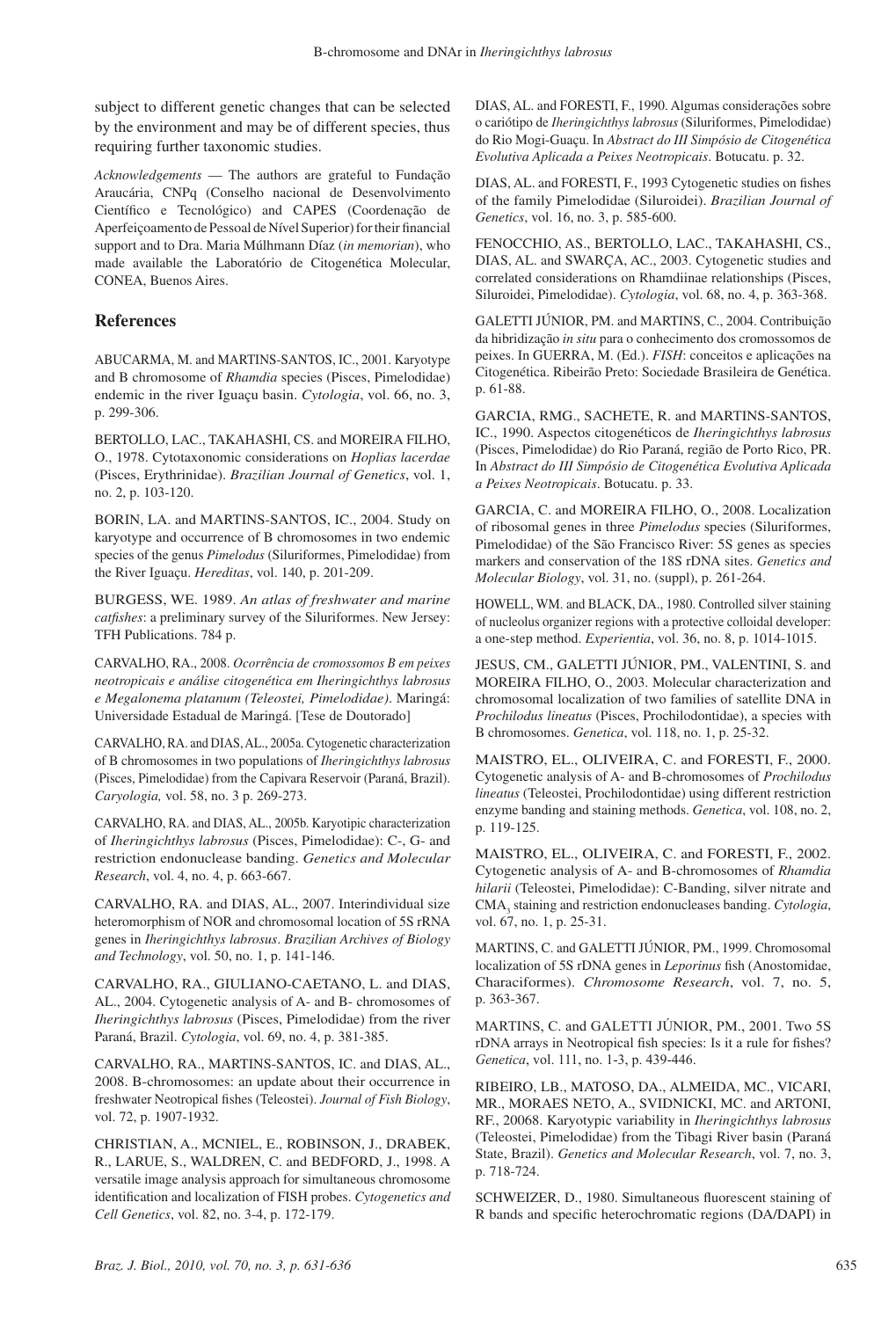subject to different genetic changes that can be selected by the environment and may be of different species, thus requiring further taxonomic studies.

*Acknowledgements* — The authors are grateful to Fundação Araucária, CNPq (Conselho nacional de Desenvolvimento Científico e Tecnológico) and CAPES (Coordenação de Aperfeiçoamento de Pessoal de Nível Superior) for their financial support and to Dra. Maria Múlhmann Díaz (*in memorian*), who made available the Laboratório de Citogenética Molecular, CONEA, Buenos Aires.

## References

ABUCARMA, M. and MARTINS-SANTOS, IC., 2001. Karyotype and B chromosome of *Rhamdia* species (Pisces, Pimelodidae) endemic in the river Iguaçu basin. *Cytologia*, vol. 66, no. 3, p. 299-306.

BERTOLLO, LAC., TAKAHASHI, CS. and MOREIRA FILHO, O., 1978. Cytotaxonomic considerations on *Hoplias lacerdae* (Pisces, Erythrinidae). *Brazilian Journal of Genetics*, vol. 1, no. 2, p. 103-120.

BORIN, LA. and MARTINS-SANTOS, IC., 2004. Study on karyotype and occurrence of B chromosomes in two endemic species of the genus *Pimelodus* (Siluriformes, Pimelodidae) from the River Iguaçu. *Hereditas*, vol. 140, p. 201-209.

BURGESS, WE. 1989. *An atlas of freshwater and marine catfishes*: a preliminary survey of the Siluriformes. New Jersey: TFH Publications. 784 p.

CARVALHO, RA., 2008. *Ocorrência de cromossomos B em peixes neotropicais e análise citogenética em Iheringichthys labrosus e Megalonema platanum (Teleostei, Pimelodidae)*. Maringá: Universidade Estadual de Maringá. [Tese de Doutorado]

CARVALHO, RA. and DIAS, AL., 2005a. Cytogenetic characterization of B chromosomes in two populations of *Iheringichthys labrosus* (Pisces, Pimelodidae) from the Capivara Reservoir (Paraná, Brazil). *Caryologia,* vol. 58, no. 3 p. 269-273.

CARVALHO, RA. and DIAS, AL., 2005b. Karyotipic characterization of *Iheringichthys labrosus* (Pisces, Pimelodidae): C-, G- and restriction endonuclease banding. *Genetics and Molecular Research*, vol. 4, no. 4, p. 663-667.

CARVALHO, RA. and DIAS, AL., 2007. Interindividual size heteromorphism of NOR and chromosomal location of 5S rRNA genes in *Iheringichthys labrosus*. *Brazilian Archives of Biology and Technology*, vol. 50, no. 1, p. 141-146.

CARVALHO, RA., GIULIANO-CAETANO, L. and DIAS, AL., 2004. Cytogenetic analysis of A- and B- chromosomes of *Iheringichthys labrosus* (Pisces, Pimelodidae) from the river Paraná, Brazil. *Cytologia*, vol. 69, no. 4, p. 381-385.

CARVALHO, RA., MARTINS-SANTOS, IC. and DIAS, AL., 2008. B-chromosomes: an update about their occurrence in freshwater Neotropical fishes (Teleostei). *Journal of Fish Biology*, vol. 72, p. 1907-1932.

CHRISTIAN, A., MCNIEL, E., ROBINSON, J., DRABEK, R., LARUE, S., WALDREN, C. and BEDFORD, J., 1998. A versatile image analysis approach for simultaneous chromosome identification and localization of FISH probes. *Cytogenetics and Cell Genetics*, vol. 82, no. 3-4, p. 172-179.

DIAS, AL. and FORESTI, F., 1990. Algumas considerações sobre o cariótipo de *Iheringichthys labrosus* (Siluriformes, Pimelodidae) do Rio Mogi-Guaçu. In *Abstract do III Simpósio de Citogenética Evolutiva Aplicada a Peixes Neotropicais*. Botucatu. p. 32.

DIAS, AL. and FORESTI, F., 1993 Cytogenetic studies on fishes of the family Pimelodidae (Siluroidei). *Brazilian Journal of Genetics*, vol. 16, no. 3, p. 585-600.

FENOCCHIO, AS., BERTOLLO, LAC., TAKAHASHI, CS., DIAS, AL. and SWARÇA, AC., 2003. Cytogenetic studies and correlated considerations on Rhamdiinae relationships (Pisces, Siluroidei, Pimelodidae). *Cytologia*, vol. 68, no. 4, p. 363-368.

GALETTI JÚNIOR, PM. and MARTINS, C., 2004. Contribuição da hibridização *in situ* para o conhecimento dos cromossomos de peixes. In GUERRA, M. (Ed.). *FISH*: conceitos e aplicações na Citogenética. Ribeirão Preto: Sociedade Brasileira de Genética. p. 61-88.

GARCIA, RMG., SACHETE, R. and MARTINS-SANTOS, IC., 1990. Aspectos citogenéticos de *Iheringichthys labrosus* (Pisces, Pimelodidae) do Rio Paraná, região de Porto Rico, PR. In *Abstract do III Simpósio de Citogenética Evolutiva Aplicada a Peixes Neotropicais*. Botucatu. p. 33.

GARCIA, C. and MOREIRA FILHO, O., 2008. Localization of ribosomal genes in three *Pimelodus* species (Siluriformes, Pimelodidae) of the São Francisco River: 5S genes as species markers and conservation of the 18S rDNA sites. *Genetics and Molecular Biology*, vol. 31, no. (suppl), p. 261-264.

HOWELL, WM. and BLACK, DA., 1980. Controlled silver staining of nucleolus organizer regions with a protective colloidal developer: a one-step method. *Experientia*, vol. 36, no. 8, p. 1014-1015.

JESUS, CM., GALETTI JÚNIOR, PM., VALENTINI, S. and MOREIRA FILHO, O., 2003. Molecular characterization and chromosomal localization of two families of satellite DNA in *Prochilodus lineatus* (Pisces, Prochilodontidae), a species with B chromosomes. *Genetica*, vol. 118, no. 1, p. 25-32.

MAISTRO, EL., OLIVEIRA, C. and FORESTI, F., 2000. Cytogenetic analysis of A- and B-chromosomes of *Prochilodus lineatus* (Teleostei, Prochilodontidae) using different restriction enzyme banding and staining methods. *Genetica*, vol. 108, no. 2, p. 119-125.

MAISTRO, EL., OLIVEIRA, C. and FORESTI, F., 2002. Cytogenetic analysis of A- and B-chromosomes of *Rhamdia hilarii* (Teleostei, Pimelodidae): C-Banding, silver nitrate and $CMA_3$ staining and restriction endonucleases banding. *Cytologia*, vol. 67, no. 1, p. 25-31.

MARTINS, C. and GALETTI JÚNIOR, PM., 1999. Chromosomal localization of 5S rDNA genes in *Leporinus* fish (Anostomidae, Characiformes). *Chromosome Research*, vol. 7, no. 5, p. 363-367.

MARTINS, C. and GALETTI JÚNIOR, PM., 2001. Two 5S rDNA arrays in Neotropical fish species: Is it a rule for fishes? *Genetica*, vol. 111, no. 1-3, p. 439-446.

RIBEIRO, LB., MATOSO, DA., ALMEIDA, MC., VICARI, MR., MORAES NETO, A., SVIDNICKI, MC. and ARTONI, RF., 20068. Karyotypic variability in *Iheringichthys labrosus* (Teleostei, Pimelodidae) from the Tibagi River basin (Paraná State, Brazil). *Genetics and Molecular Research*, vol. 7, no. 3, p. 718-724.

SCHWEIZER, D., 1980. Simultaneous fluorescent staining of R bands and specific heterochromatic regions (DA/DAPI) in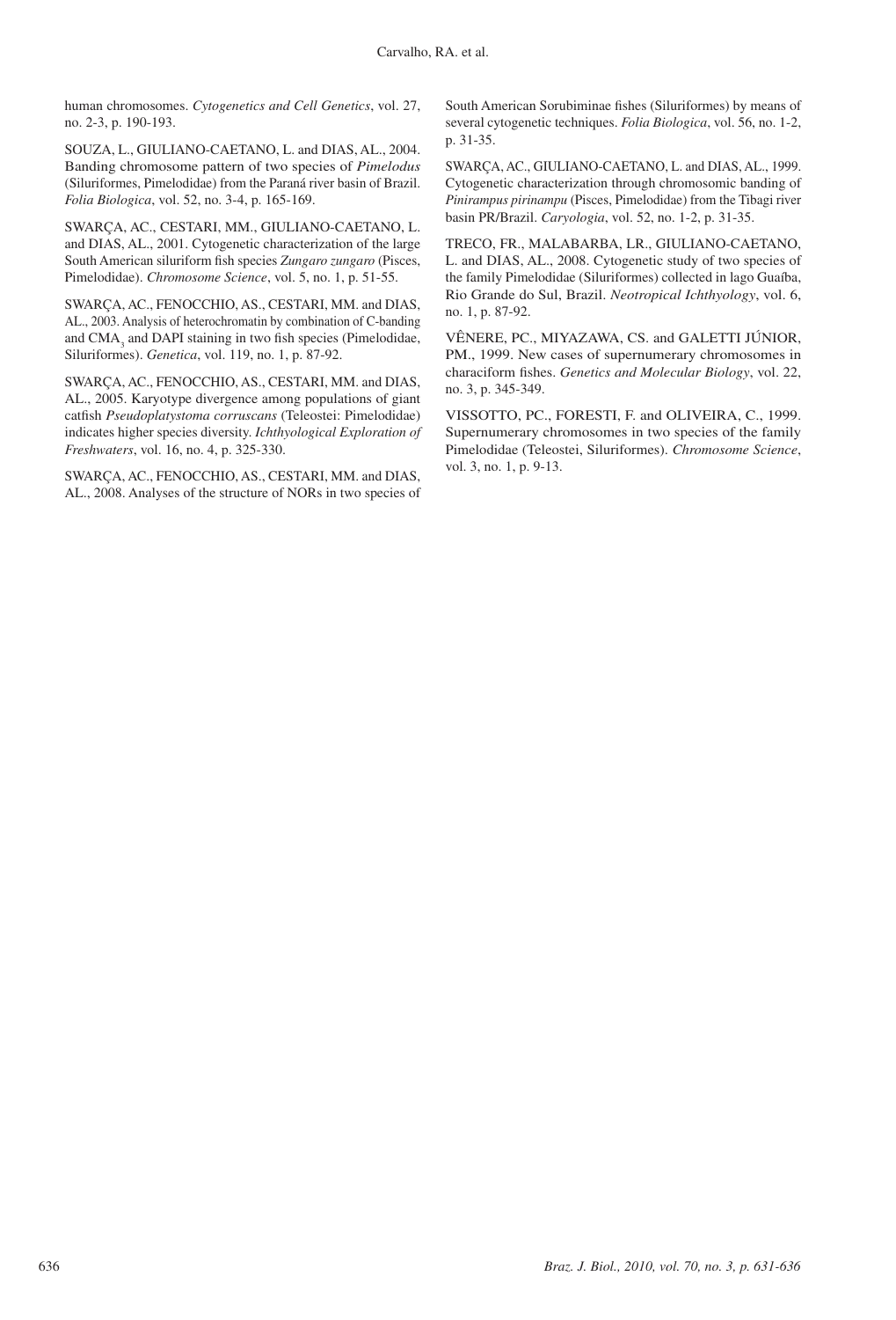human chromosomes. *Cytogenetics and Cell Genetics*, vol. 27, no. 2-3, p. 190-193.

SOUZA, L., GIULIANO-CAETANO, L. and DIAS, AL., 2004. Banding chromosome pattern of two species of *Pimelodus* (Siluriformes, Pimelodidae) from the Paraná river basin of Brazil. *Folia Biologica*, vol. 52, no. 3-4, p. 165-169.

SWARÇA, AC., CESTARI, MM., GIULIANO-CAETANO, L. and DIAS, AL., 2001. Cytogenetic characterization of the large South American siluriform fish species *Zungaro zungaro* (Pisces, Pimelodidae). *Chromosome Science*, vol. 5, no. 1, p. 51-55.

SWARÇA, AC., FENOCCHIO, AS., CESTARI, MM. and DIAS, AL., 2003. Analysis of heterochromatin by combination of C-banding and $CMA_3$ and DAPI staining in two fish species (Pimelodidae, Siluriformes). *Genetica*, vol. 119, no. 1, p. 87-92.

SWARÇA, AC., FENOCCHIO, AS., CESTARI, MM. and DIAS, AL., 2005. Karyotype divergence among populations of giant catfish *Pseudoplatystoma corruscans* (Teleostei: Pimelodidae) indicates higher species diversity. *Ichthyological Exploration of Freshwaters*, vol. 16, no. 4, p. 325-330.

SWARÇA, AC., FENOCCHIO, AS., CESTARI, MM. and DIAS, AL., 2008. Analyses of the structure of NORs in two species of South American Sorubiminae fishes (Siluriformes) by means of several cytogenetic techniques. *Folia Biologica*, vol. 56, no. 1-2, p. 31-35.

SWARÇA, AC., GIULIANO-CAETANO, L. and DIAS, AL., 1999. Cytogenetic characterization through chromosomic banding of *Pinirampus pirinampu* (Pisces, Pimelodidae) from the Tibagi river basin PR/Brazil. *Caryologia*, vol. 52, no. 1-2, p. 31-35.

TRECO, FR., MALABARBA, LR., GIULIANO-CAETANO, L. and DIAS, AL., 2008. Cytogenetic study of two species of the family Pimelodidae (Siluriformes) collected in lago Guaíba, Rio Grande do Sul, Brazil. *Neotropical Ichthyology*, vol. 6, no. 1, p. 87-92.

VÊNERE, PC., MIYAZAWA, CS. and GALETTI JÚNIOR, PM., 1999. New cases of supernumerary chromosomes in characiform fishes. *Genetics and Molecular Biology*, vol. 22, no. 3, p. 345-349.

VISSOTTO, PC., FORESTI, F. and OLIVEIRA, C., 1999. Supernumerary chromosomes in two species of the family Pimelodidae (Teleostei, Siluriformes). *Chromosome Science*, vol. 3, no. 1, p. 9-13.